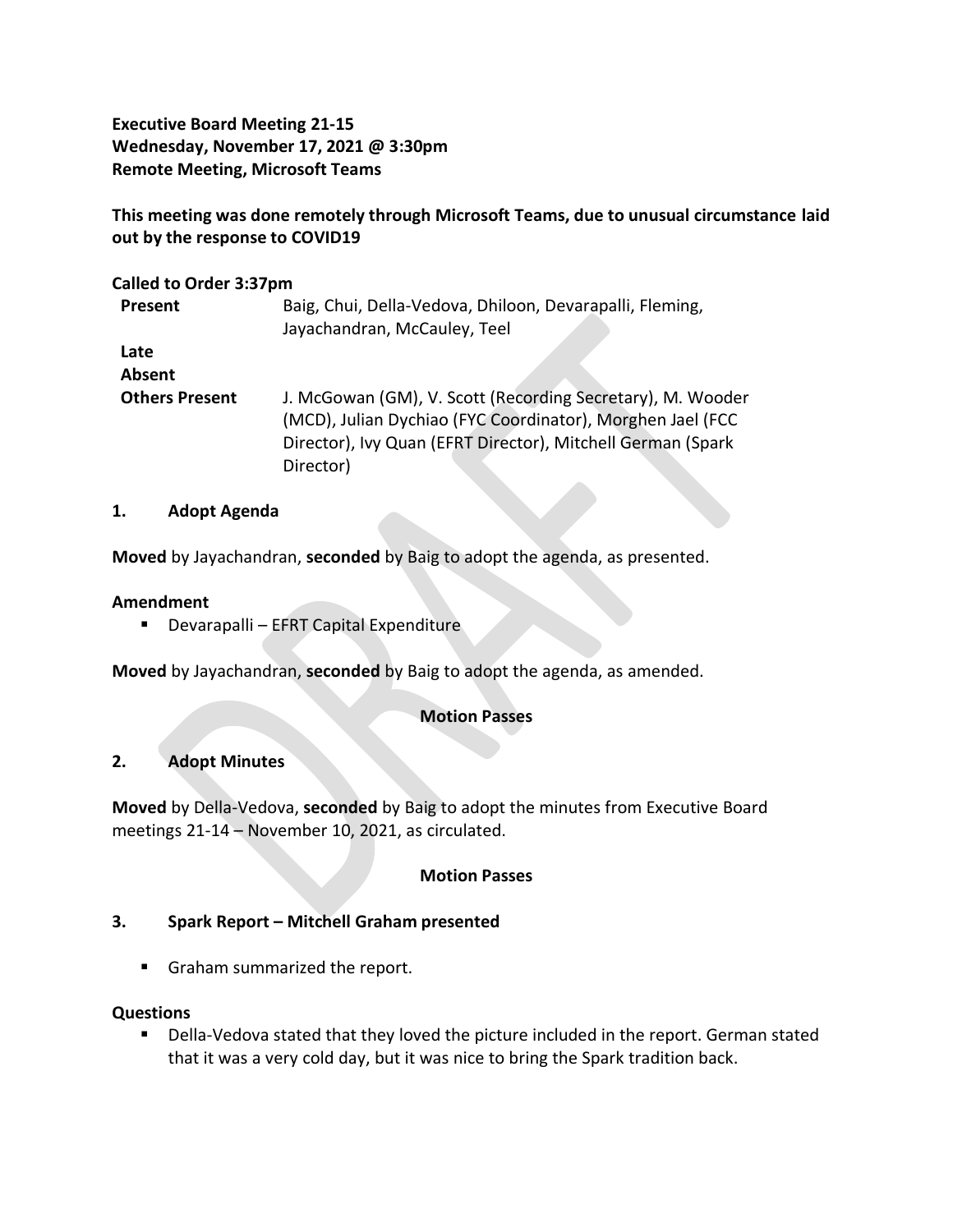**Executive Board Meeting 21-15**
**Wednesday, November 17, 2021 @ 3:30pm**
**Remote Meeting, Microsoft Teams**

**This meeting was done remotely through Microsoft Teams, due to unusual circumstance laid out by the response to COVID19**

**Called to Order 3:37pm**

| | |
|---|---|
| **Present** | Baig, Chui, Della-Vedova, Dhiloon, Devarapalli, Fleming, Jayachandran, McCauley, Teel |
| **Late** | |
| **Absent** | |
| **Others Present** | J. McGowan (GM), V. Scott (Recording Secretary), M. Wooder (MCD), Julian Dychiao (FYC Coordinator), Morghen Jael (FCC Director), Ivy Quan (EFRT Director), Mitchell German (Spark Director) |

## 1. Adopt Agenda

**Moved** by Jayachandran, **seconded** by Baig to adopt the agenda, as presented.

**Amendment**

- Devarapalli – EFRT Capital Expenditure

**Moved** by Jayachandran, **seconded** by Baig to adopt the agenda, as amended.

**Motion Passes**

## 2. Adopt Minutes

**Moved** by Della-Vedova, **seconded** by Baig to adopt the minutes from Executive Board meetings 21-14 – November 10, 2021, as circulated.

**Motion Passes**

## 3. Spark Report – Mitchell Graham presented

- Graham summarized the report.

**Questions**

- Della-Vedova stated that they loved the picture included in the report. German stated that it was a very cold day, but it was nice to bring the Spark tradition back.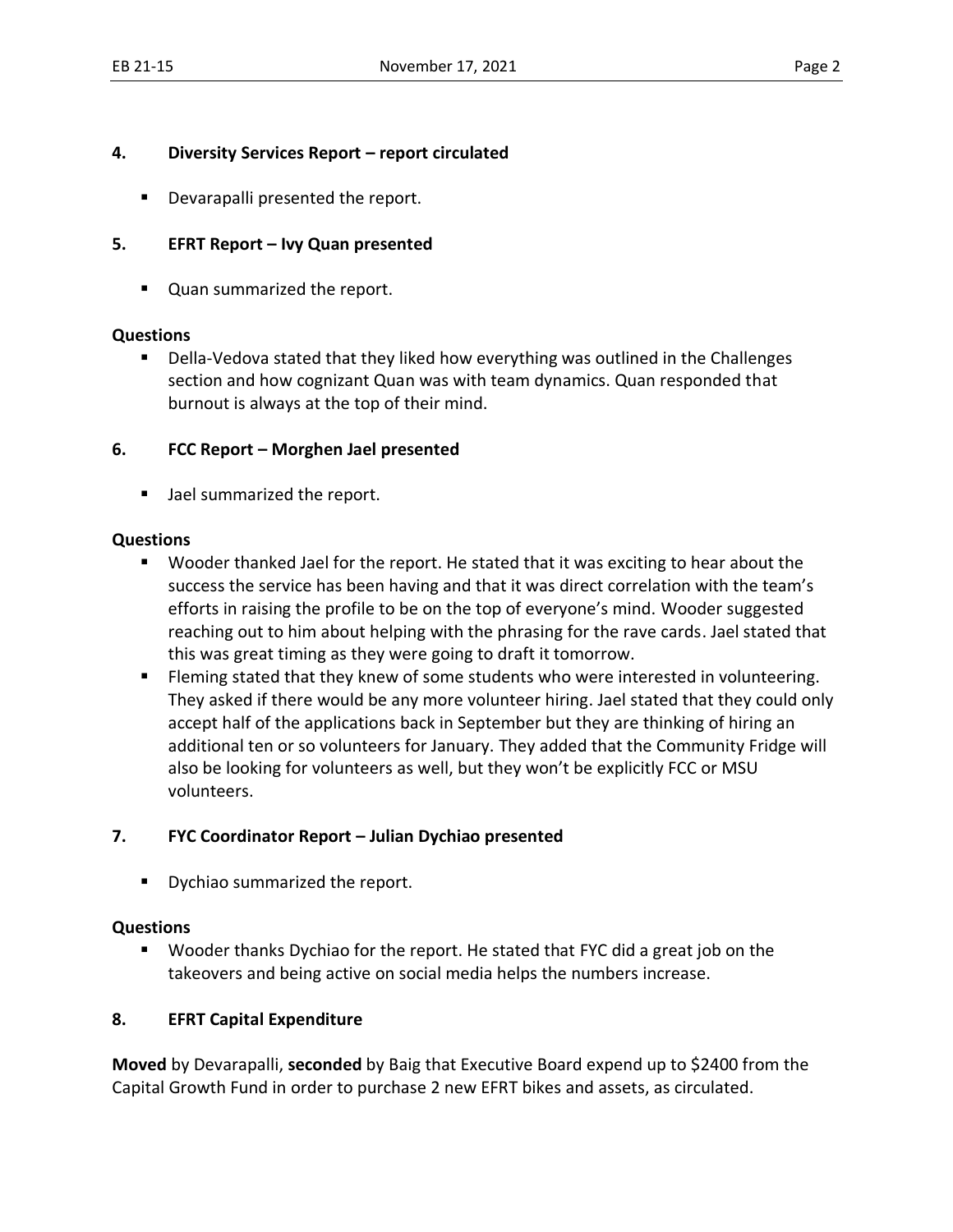## 4. Diversity Services Report – report circulated

- Devarapalli presented the report.

## 5. EFRT Report – Ivy Quan presented

- Quan summarized the report.

**Questions**

- Della-Vedova stated that they liked how everything was outlined in the Challenges section and how cognizant Quan was with team dynamics. Quan responded that burnout is always at the top of their mind.

## 6. FCC Report – Morghen Jael presented

- Jael summarized the report.

**Questions**

- Wooder thanked Jael for the report. He stated that it was exciting to hear about the success the service has been having and that it was direct correlation with the team's efforts in raising the profile to be on the top of everyone's mind. Wooder suggested reaching out to him about helping with the phrasing for the rave cards. Jael stated that this was great timing as they were going to draft it tomorrow.
- Fleming stated that they knew of some students who were interested in volunteering. They asked if there would be any more volunteer hiring. Jael stated that they could only accept half of the applications back in September but they are thinking of hiring an additional ten or so volunteers for January. They added that the Community Fridge will also be looking for volunteers as well, but they won't be explicitly FCC or MSU volunteers.

## 7. FYC Coordinator Report – Julian Dychiao presented

- Dychiao summarized the report.

**Questions**

- Wooder thanks Dychiao for the report. He stated that FYC did a great job on the takeovers and being active on social media helps the numbers increase.

## 8. EFRT Capital Expenditure

**Moved** by Devarapalli, **seconded** by Baig that Executive Board expend up to $2400 from the Capital Growth Fund in order to purchase 2 new EFRT bikes and assets, as circulated.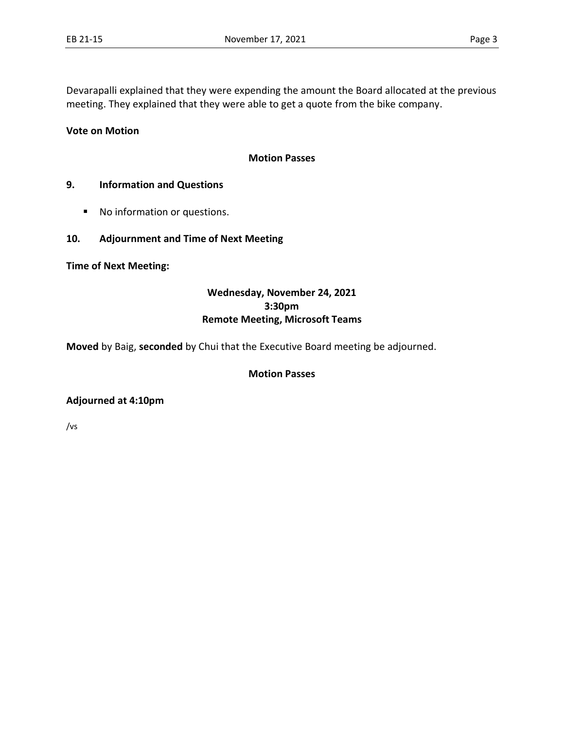Devarapalli explained that they were expending the amount the Board allocated at the previous meeting. They explained that they were able to get a quote from the bike company.

**Vote on Motion**

**Motion Passes**

## 9. Information and Questions

- No information or questions.

## 10. Adjournment and Time of Next Meeting

**Time of Next Meeting:**

**Wednesday, November 24, 2021**
**3:30pm**
**Remote Meeting, Microsoft Teams**

**Moved** by Baig, **seconded** by Chui that the Executive Board meeting be adjourned.

**Motion Passes**

**Adjourned at 4:10pm**

/vs